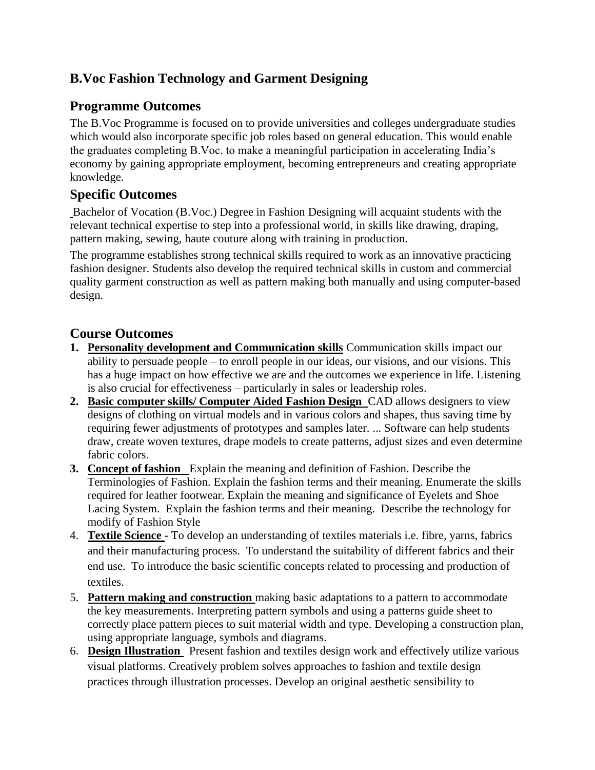# B.Voc Fashion Technology and Garment Designing

## Programme Outcomes

The B.Voc Programme is focused on to provide universities and colleges undergraduate studies which would also incorporate specific job roles based on general education. This would enable the graduates completing B.Voc. to make a meaningful participation in accelerating India's economy by gaining appropriate employment, becoming entrepreneurs and creating appropriate knowledge.

## Specific Outcomes

Bachelor of Vocation (B.Voc.) Degree in Fashion Designing will acquaint students with the relevant technical expertise to step into a professional world, in skills like drawing, draping, pattern making, sewing, haute couture along with training in production.

The programme establishes strong technical skills required to work as an innovative practicing fashion designer. Students also develop the required technical skills in custom and commercial quality garment construction as well as pattern making both manually and using computer-based design.

## Course Outcomes

1. **Personality development and Communication skills** Communication skills impact our ability to persuade people – to enroll people in our ideas, our visions, and our visions. This has a huge impact on how effective we are and the outcomes we experience in life. Listening is also crucial for effectiveness – particularly in sales or leadership roles.
2. **Basic computer skills/ Computer Aided Fashion Design** CAD allows designers to view designs of clothing on virtual models and in various colors and shapes, thus saving time by requiring fewer adjustments of prototypes and samples later. ... Software can help students draw, create woven textures, drape models to create patterns, adjust sizes and even determine fabric colors.
3. **Concept of fashion** Explain the meaning and definition of Fashion. Describe the Terminologies of Fashion. Explain the fashion terms and their meaning. Enumerate the skills required for leather footwear. Explain the meaning and significance of Eyelets and Shoe Lacing System. Explain the fashion terms and their meaning. Describe the technology for modify of Fashion Style
4. **Textile Science -** To develop an understanding of textiles materials i.e. fibre, yarns, fabrics and their manufacturing process. To understand the suitability of different fabrics and their end use. To introduce the basic scientific concepts related to processing and production of textiles.
5. **Pattern making and construction** making basic adaptations to a pattern to accommodate the key measurements. Interpreting pattern symbols and using a patterns guide sheet to correctly place pattern pieces to suit material width and type. Developing a construction plan, using appropriate language, symbols and diagrams.
6. **Design Illustration** Present fashion and textiles design work and effectively utilize various visual platforms. Creatively problem solves approaches to fashion and textile design practices through illustration processes. Develop an original aesthetic sensibility to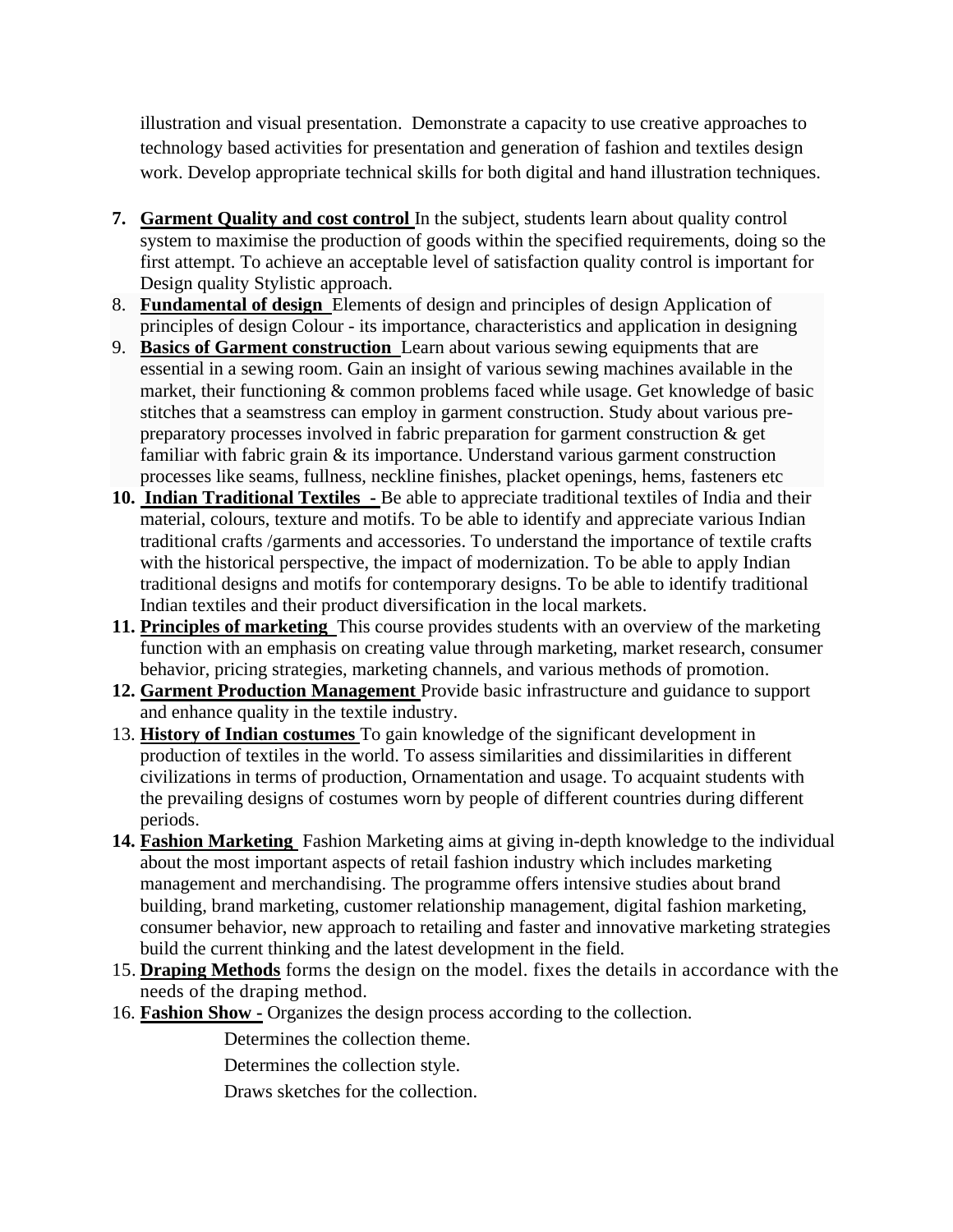illustration and visual presentation.  Demonstrate a capacity to use creative approaches to technology based activities for presentation and generation of fashion and textiles design work. Develop appropriate technical skills for both digital and hand illustration techniques.

7. **Garment Quality and cost control** In the subject, students learn about quality control system to maximise the production of goods within the specified requirements, doing so the first attempt. To achieve an acceptable level of satisfaction quality control is important for Design quality Stylistic approach.
8. **Fundamental of design** Elements of design and principles of design Application of principles of design Colour - its importance, characteristics and application in designing
9. **Basics of Garment construction** Learn about various sewing equipments that are essential in a sewing room. Gain an insight of various sewing machines available in the market, their functioning & common problems faced while usage. Get knowledge of basic stitches that a seamstress can employ in garment construction. Study about various pre-preparatory processes involved in fabric preparation for garment construction & get familiar with fabric grain & its importance. Understand various garment construction processes like seams, fullness, neckline finishes, placket openings, hems, fasteners etc
10. **Indian Traditional Textiles -** Be able to appreciate traditional textiles of India and their material, colours, texture and motifs. To be able to identify and appreciate various Indian traditional crafts /garments and accessories. To understand the importance of textile crafts with the historical perspective, the impact of modernization. To be able to apply Indian traditional designs and motifs for contemporary designs. To be able to identify traditional Indian textiles and their product diversification in the local markets.
11. **Principles of marketing** This course provides students with an overview of the marketing function with an emphasis on creating value through marketing, market research, consumer behavior, pricing strategies, marketing channels, and various methods of promotion.
12. **Garment Production Management** Provide basic infrastructure and guidance to support and enhance quality in the textile industry.
13. **History of Indian costumes** To gain knowledge of the significant development in production of textiles in the world. To assess similarities and dissimilarities in different civilizations in terms of production, Ornamentation and usage. To acquaint students with the prevailing designs of costumes worn by people of different countries during different periods.
14. **Fashion Marketing** Fashion Marketing aims at giving in-depth knowledge to the individual about the most important aspects of retail fashion industry which includes marketing management and merchandising. The programme offers intensive studies about brand building, brand marketing, customer relationship management, digital fashion marketing, consumer behavior, new approach to retailing and faster and innovative marketing strategies build the current thinking and the latest development in the field.
15. **Draping Methods** forms the design on the model. fixes the details in accordance with the needs of the draping method.
16. **Fashion Show -** Organizes the design process according to the collection.

    Determines the collection theme.

    Determines the collection style.

    Draws sketches for the collection.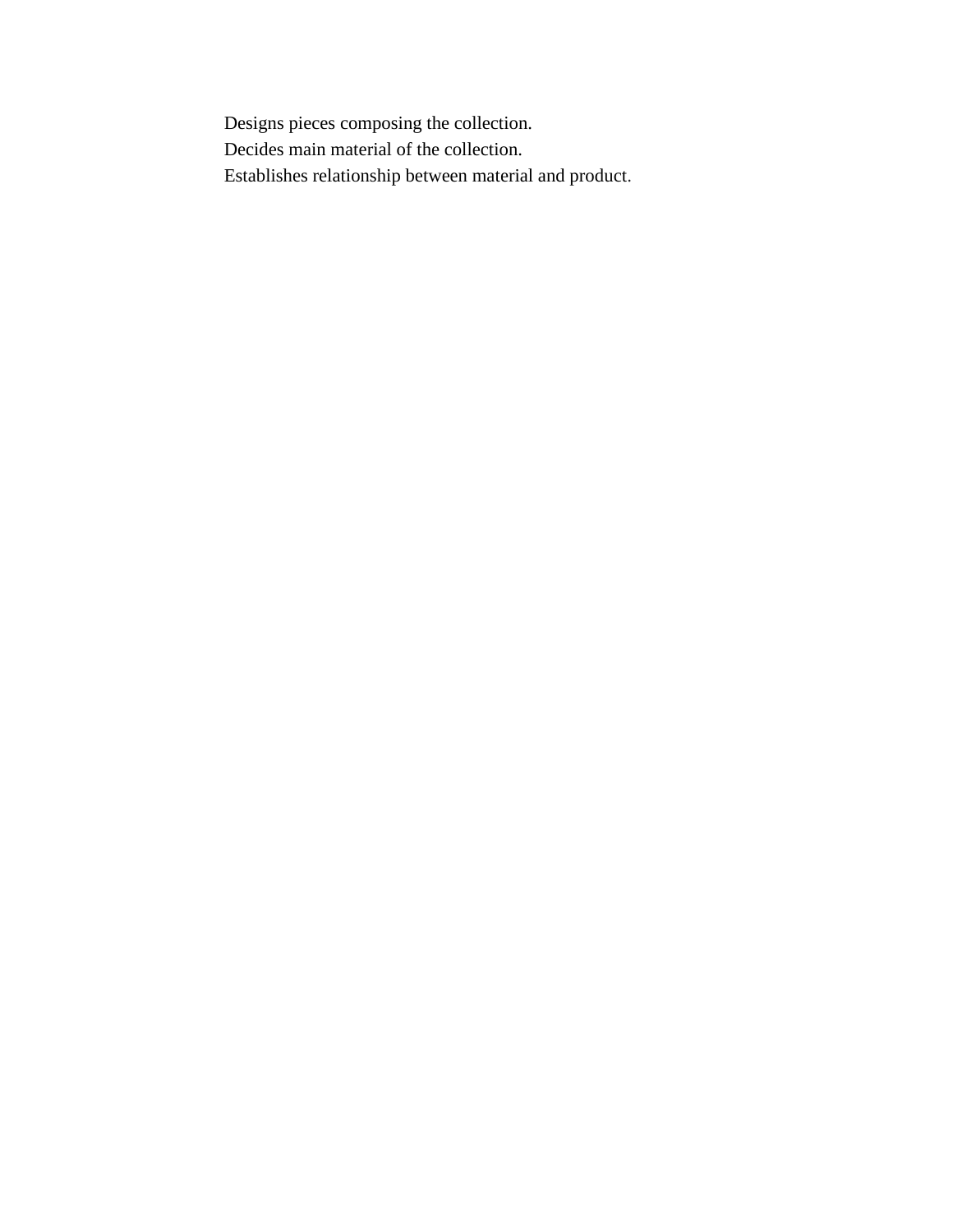Designs pieces composing the collection.
Decides main material of the collection.
Establishes relationship between material and product.